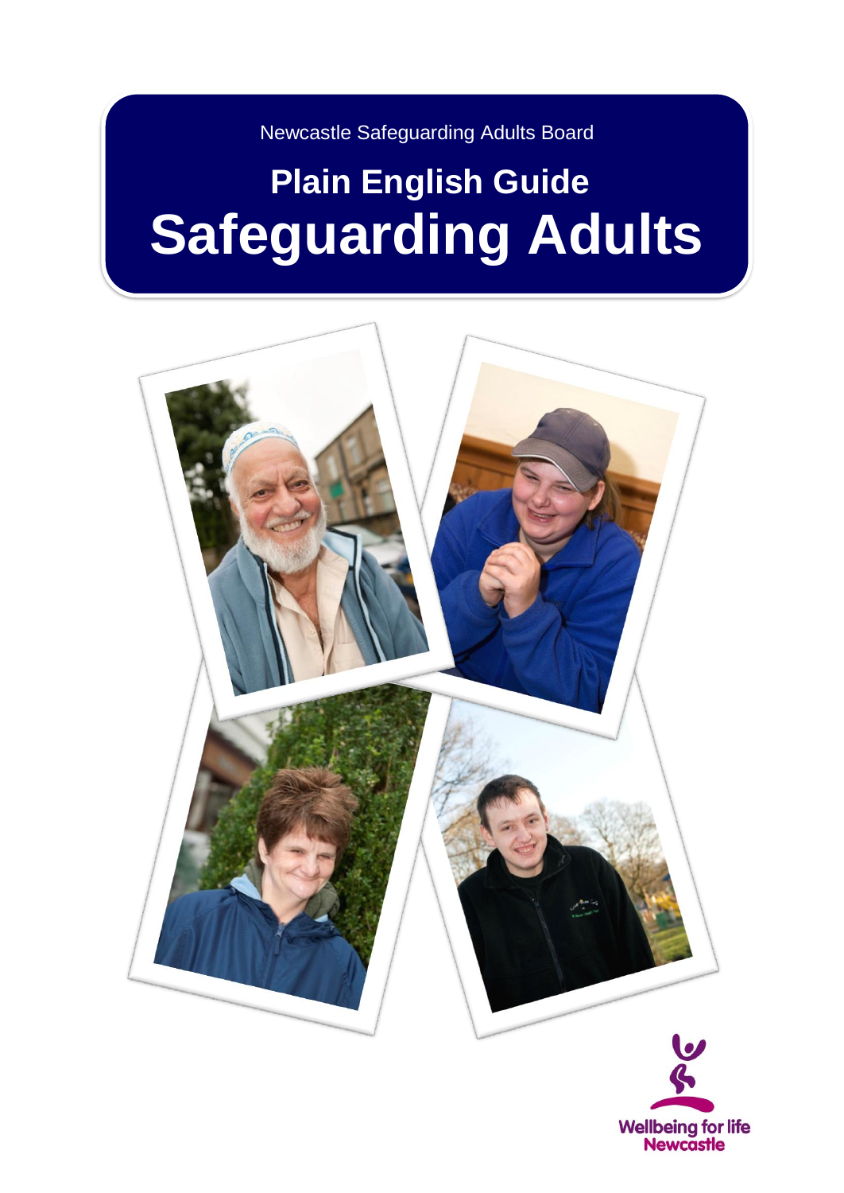Newcastle Safeguarding Adults Board

# Plain English Guide

# Safeguarding Adults

Wellbeing for life
Newcastle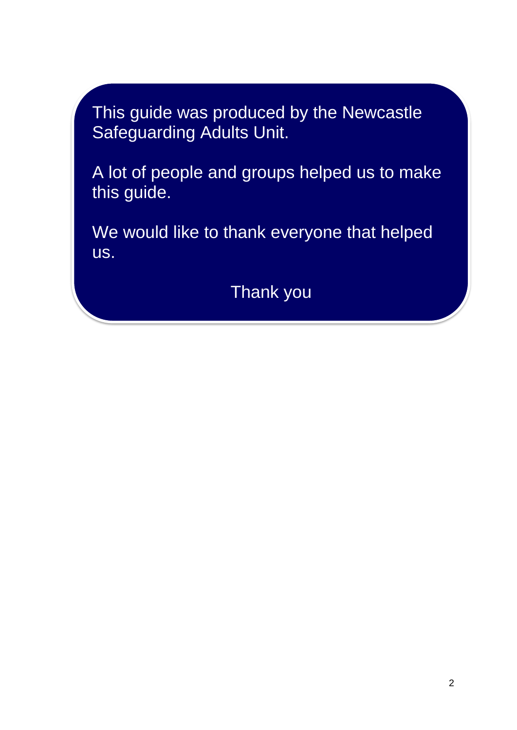This guide was produced by the Newcastle Safeguarding Adults Unit.

A lot of people and groups helped us to make this guide.

We would like to thank everyone that helped us.

Thank you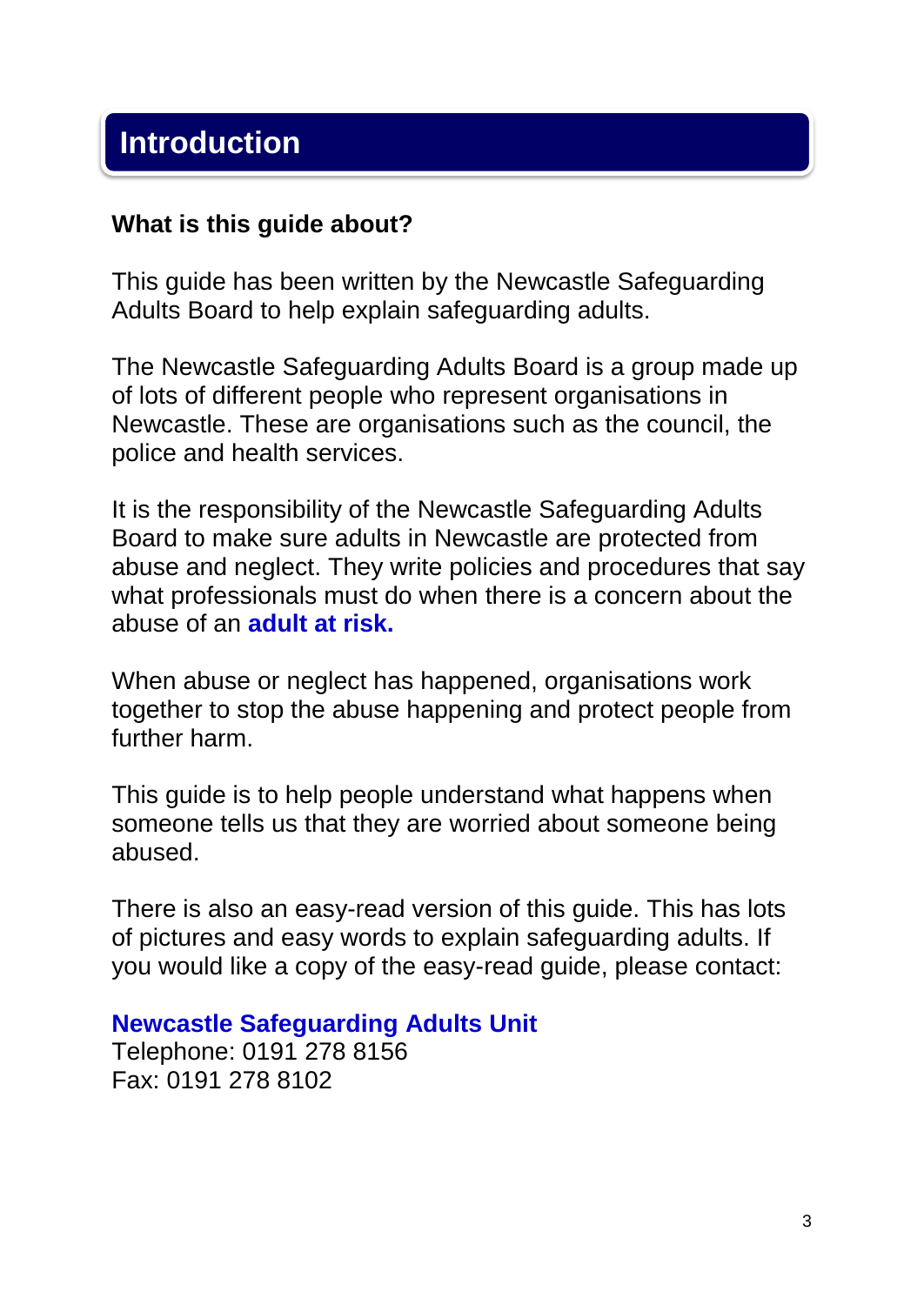# Introduction

**What is this guide about?**

This guide has been written by the Newcastle Safeguarding Adults Board to help explain safeguarding adults.

The Newcastle Safeguarding Adults Board is a group made up of lots of different people who represent organisations in Newcastle. These are organisations such as the council, the police and health services.

It is the responsibility of the Newcastle Safeguarding Adults Board to make sure adults in Newcastle are protected from abuse and neglect. They write policies and procedures that say what professionals must do when there is a concern about the abuse of an **adult at risk.**

When abuse or neglect has happened, organisations work together to stop the abuse happening and protect people from further harm.

This guide is to help people understand what happens when someone tells us that they are worried about someone being abused.

There is also an easy-read version of this guide. This has lots of pictures and easy words to explain safeguarding adults. If you would like a copy of the easy-read guide, please contact:

**Newcastle Safeguarding Adults Unit**
Telephone: 0191 278 8156
Fax: 0191 278 8102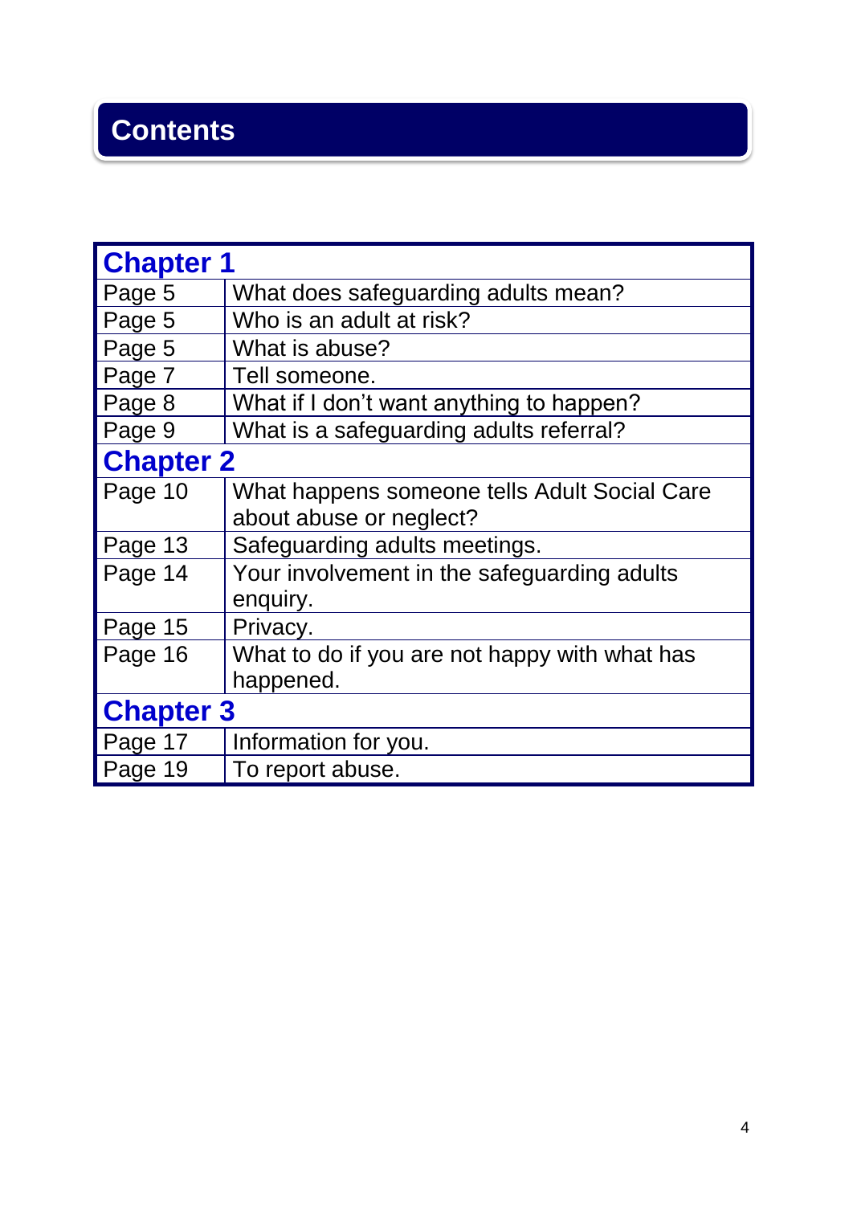# Contents

| Chapter 1 | |
|---|---|
| Page 5 | What does safeguarding adults mean? |
| Page 5 | Who is an adult at risk? |
| Page 5 | What is abuse? |
| Page 7 | Tell someone. |
| Page 8 | What if I don't want anything to happen? |
| Page 9 | What is a safeguarding adults referral? |
| **Chapter 2** | |
| Page 10 | What happens someone tells Adult Social Care about abuse or neglect? |
| Page 13 | Safeguarding adults meetings. |
| Page 14 | Your involvement in the safeguarding adults enquiry. |
| Page 15 | Privacy. |
| Page 16 | What to do if you are not happy with what has happened. |
| **Chapter 3** | |
| Page 17 | Information for you. |
| Page 19 | To report abuse. |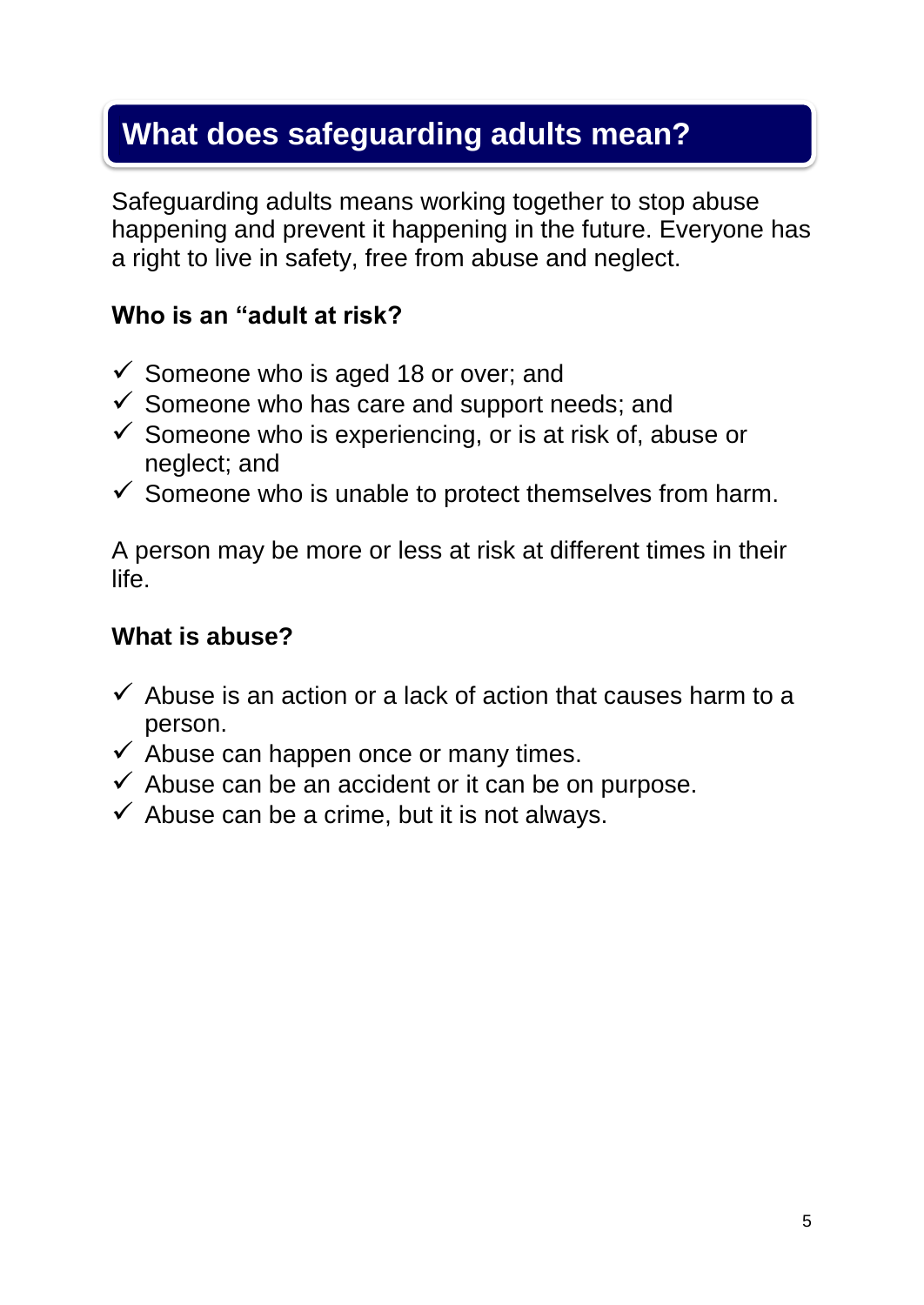## What does safeguarding adults mean?

Safeguarding adults means working together to stop abuse happening and prevent it happening in the future. Everyone has a right to live in safety, free from abuse and neglect.

**Who is an “adult at risk?**

- ✓ Someone who is aged 18 or over; and
- ✓ Someone who has care and support needs; and
- ✓ Someone who is experiencing, or is at risk of, abuse or neglect; and
- ✓ Someone who is unable to protect themselves from harm.

A person may be more or less at risk at different times in their life.

**What is abuse?**

- ✓ Abuse is an action or a lack of action that causes harm to a person.
- ✓ Abuse can happen once or many times.
- ✓ Abuse can be an accident or it can be on purpose.
- ✓ Abuse can be a crime, but it is not always.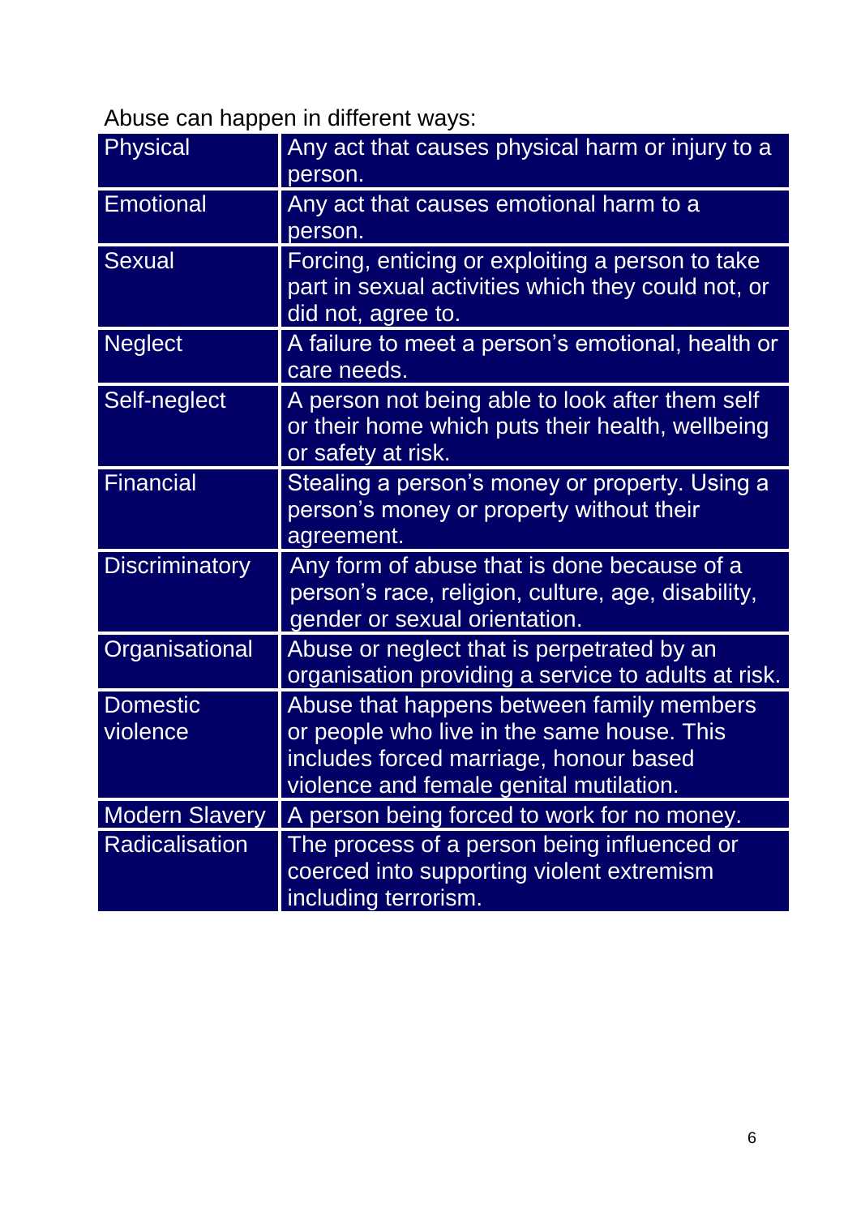Abuse can happen in different ways:

| Type | Description |
|---|---|
| Physical | Any act that causes physical harm or injury to a person. |
| Emotional | Any act that causes emotional harm to a person. |
| Sexual | Forcing, enticing or exploiting a person to take part in sexual activities which they could not, or did not, agree to. |
| Neglect | A failure to meet a person's emotional, health or care needs. |
| Self-neglect | A person not being able to look after them self or their home which puts their health, wellbeing or safety at risk. |
| Financial | Stealing a person's money or property. Using a person's money or property without their agreement. |
| Discriminatory | Any form of abuse that is done because of a person's race, religion, culture, age, disability, gender or sexual orientation. |
| Organisational | Abuse or neglect that is perpetrated by an organisation providing a service to adults at risk. |
| Domestic violence | Abuse that happens between family members or people who live in the same house. This includes forced marriage, honour based violence and female genital mutilation. |
| Modern Slavery | A person being forced to work for no money. |
| Radicalisation | The process of a person being influenced or coerced into supporting violent extremism including terrorism. |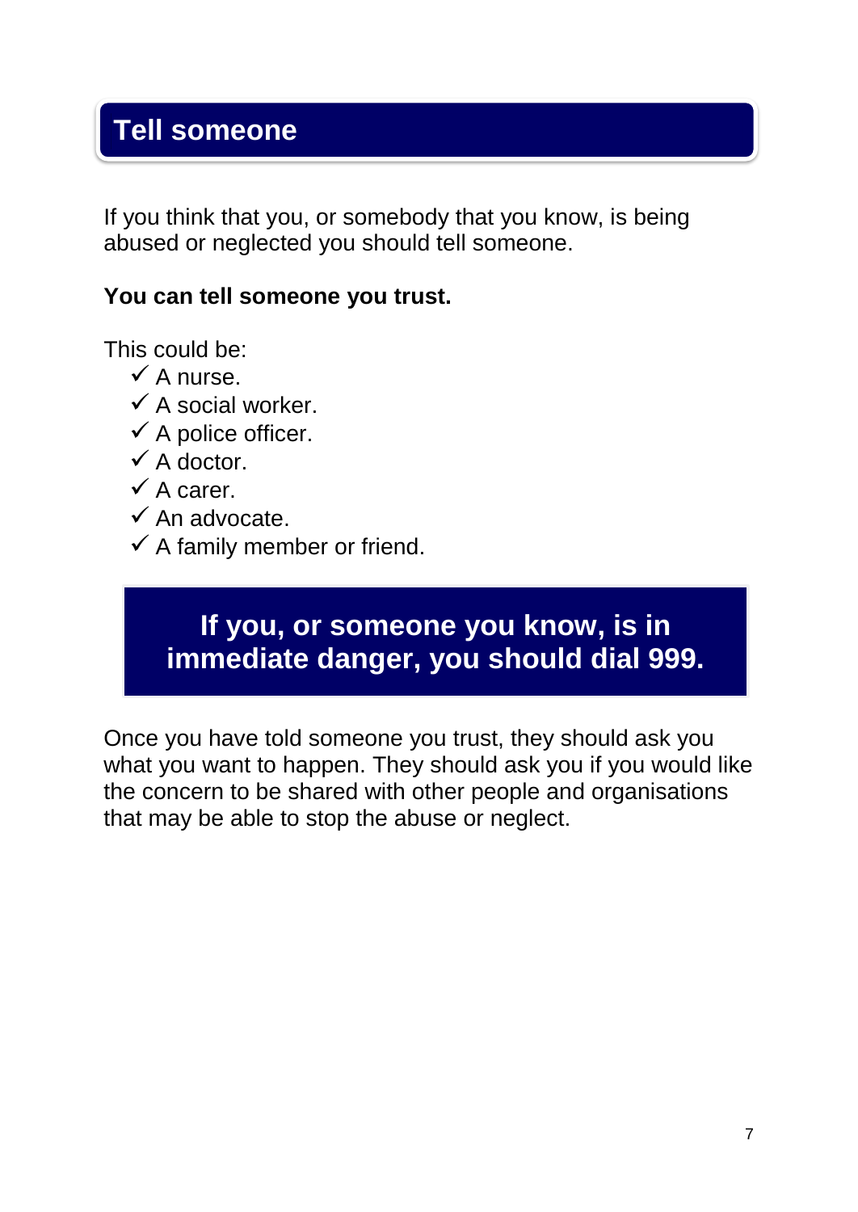## Tell someone

If you think that you, or somebody that you know, is being abused or neglected you should tell someone.

**You can tell someone you trust.**

This could be:

- ✓ A nurse.
- ✓ A social worker.
- ✓ A police officer.
- ✓ A doctor.
- ✓ A carer.
- ✓ An advocate.
- ✓ A family member or friend.

**If you, or someone you know, is in immediate danger, you should dial 999.**

Once you have told someone you trust, they should ask you what you want to happen. They should ask you if you would like the concern to be shared with other people and organisations that may be able to stop the abuse or neglect.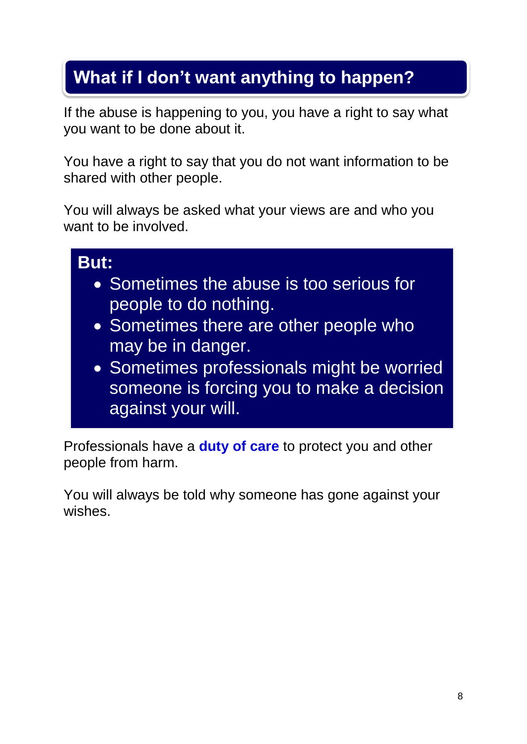## What if I don't want anything to happen?

If the abuse is happening to you, you have a right to say what you want to be done about it.

You have a right to say that you do not want information to be shared with other people.

You will always be asked what your views are and who you want to be involved.

**But:**

- Sometimes the abuse is too serious for people to do nothing.
- Sometimes there are other people who may be in danger.
- Sometimes professionals might be worried someone is forcing you to make a decision against your will.

Professionals have a **duty of care** to protect you and other people from harm.

You will always be told why someone has gone against your wishes.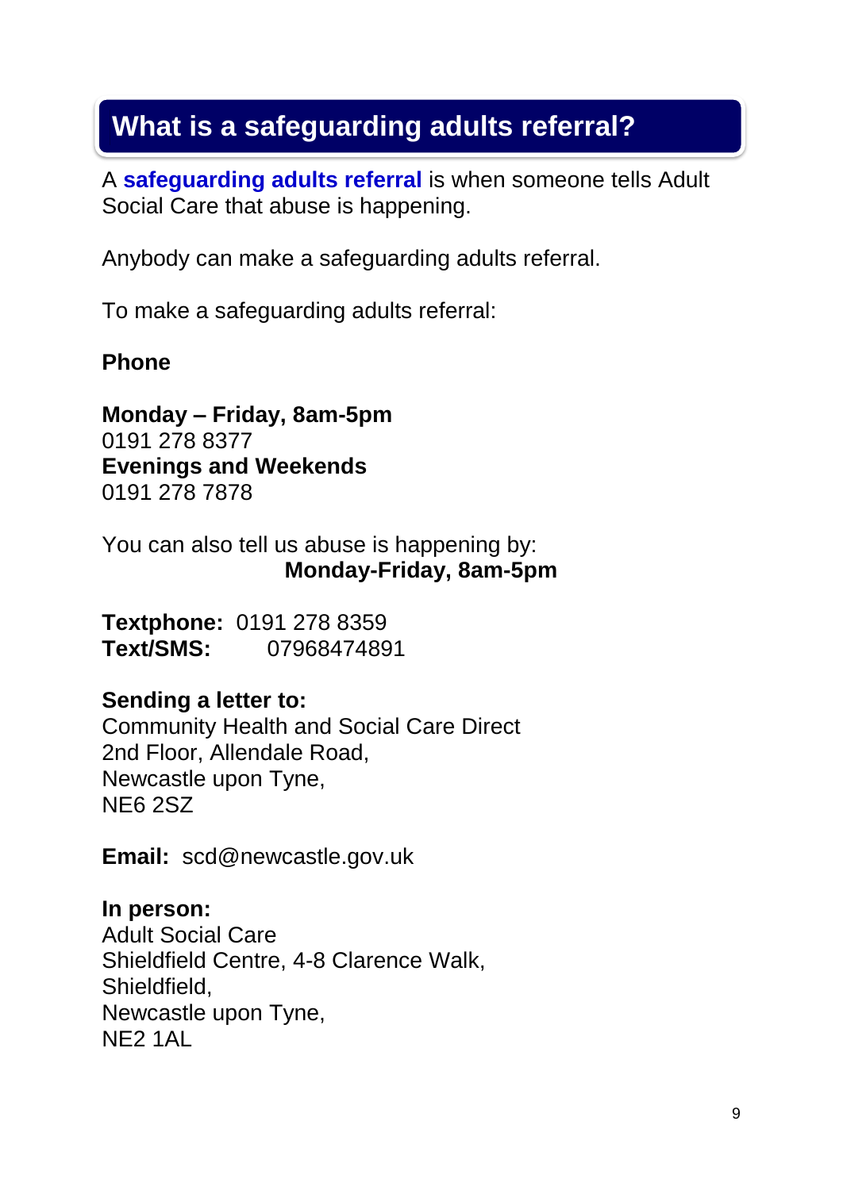# What is a safeguarding adults referral?

A **safeguarding adults referral** is when someone tells Adult Social Care that abuse is happening.

Anybody can make a safeguarding adults referral.

To make a safeguarding adults referral:

**Phone**

**Monday – Friday, 8am-5pm**
0191 278 8377
**Evenings and Weekends**
0191 278 7878

You can also tell us abuse is happening by:
**Monday-Friday, 8am-5pm**

**Textphone:** 0191 278 8359
**Text/SMS:** 07968474891

**Sending a letter to:**
Community Health and Social Care Direct
2nd Floor, Allendale Road,
Newcastle upon Tyne,
NE6 2SZ

**Email:** scd@newcastle.gov.uk

**In person:**
Adult Social Care
Shieldfield Centre, 4-8 Clarence Walk,
Shieldfield,
Newcastle upon Tyne,
NE2 1AL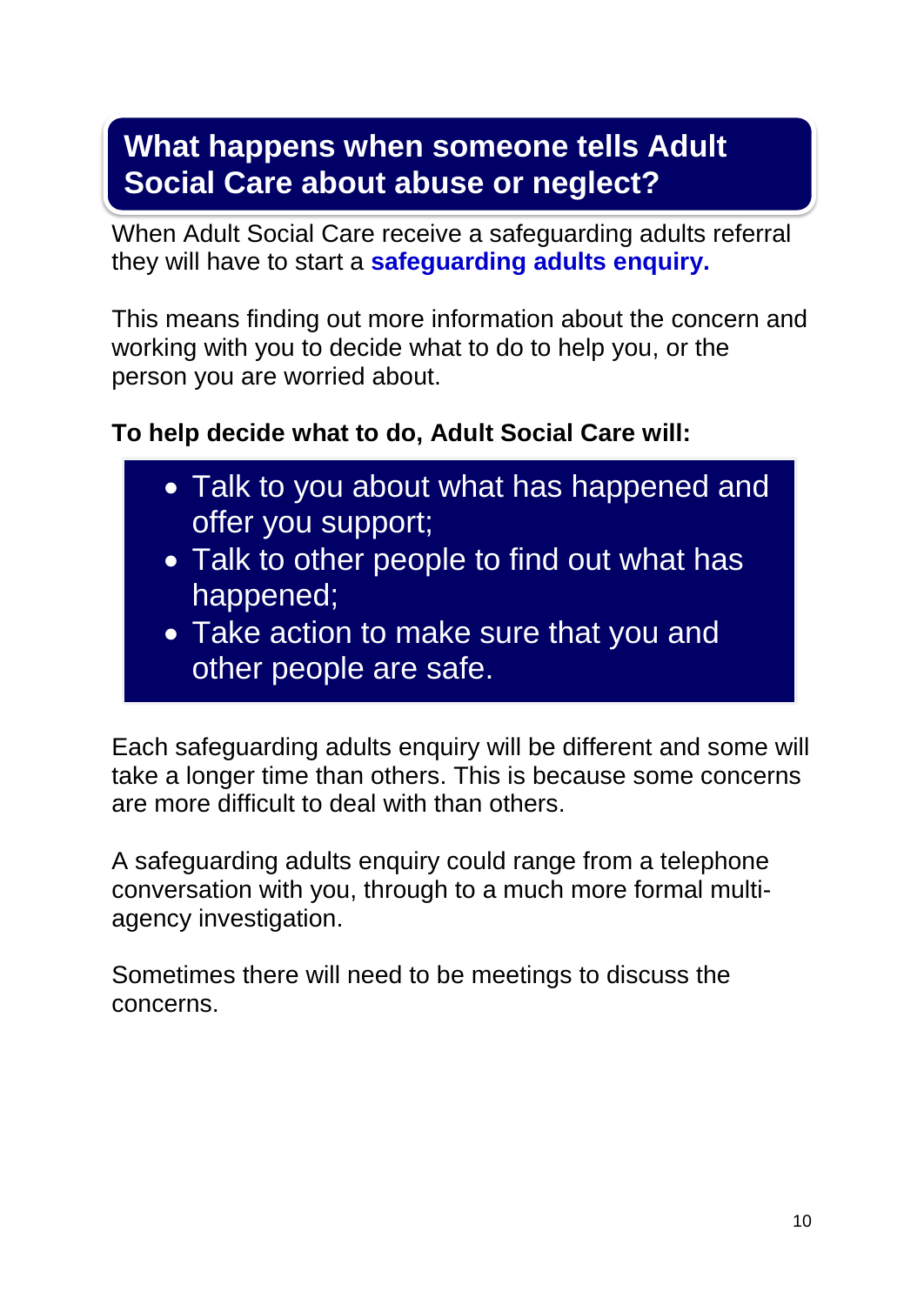## What happens when someone tells Adult Social Care about abuse or neglect?

When Adult Social Care receive a safeguarding adults referral they will have to start a **safeguarding adults enquiry.**

This means finding out more information about the concern and working with you to decide what to do to help you, or the person you are worried about.

**To help decide what to do, Adult Social Care will:**

- Talk to you about what has happened and offer you support;
- Talk to other people to find out what has happened;
- Take action to make sure that you and other people are safe.

Each safeguarding adults enquiry will be different and some will take a longer time than others. This is because some concerns are more difficult to deal with than others.

A safeguarding adults enquiry could range from a telephone conversation with you, through to a much more formal multi-agency investigation.

Sometimes there will need to be meetings to discuss the concerns.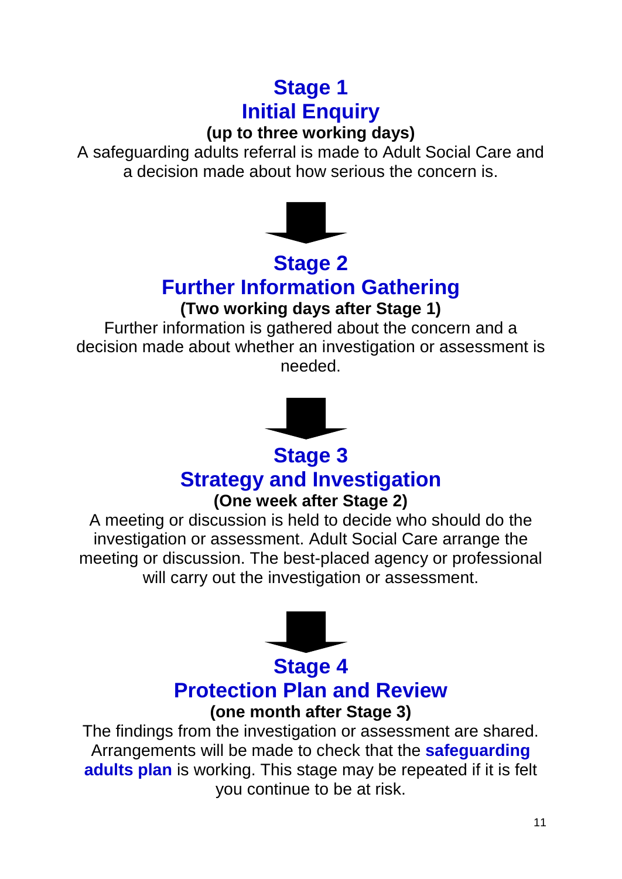## Stage 1
## Initial Enquiry

**(up to three working days)**

A safeguarding adults referral is made to Adult Social Care and a decision made about how serious the concern is.

## Stage 2
## Further Information Gathering

**(Two working days after Stage 1)**

Further information is gathered about the concern and a decision made about whether an investigation or assessment is needed.

## Stage 3
## Strategy and Investigation

**(One week after Stage 2)**

A meeting or discussion is held to decide who should do the investigation or assessment. Adult Social Care arrange the meeting or discussion. The best-placed agency or professional will carry out the investigation or assessment.

## Stage 4
## Protection Plan and Review

**(one month after Stage 3)**

The findings from the investigation or assessment are shared. Arrangements will be made to check that the **safeguarding adults plan** is working. This stage may be repeated if it is felt you continue to be at risk.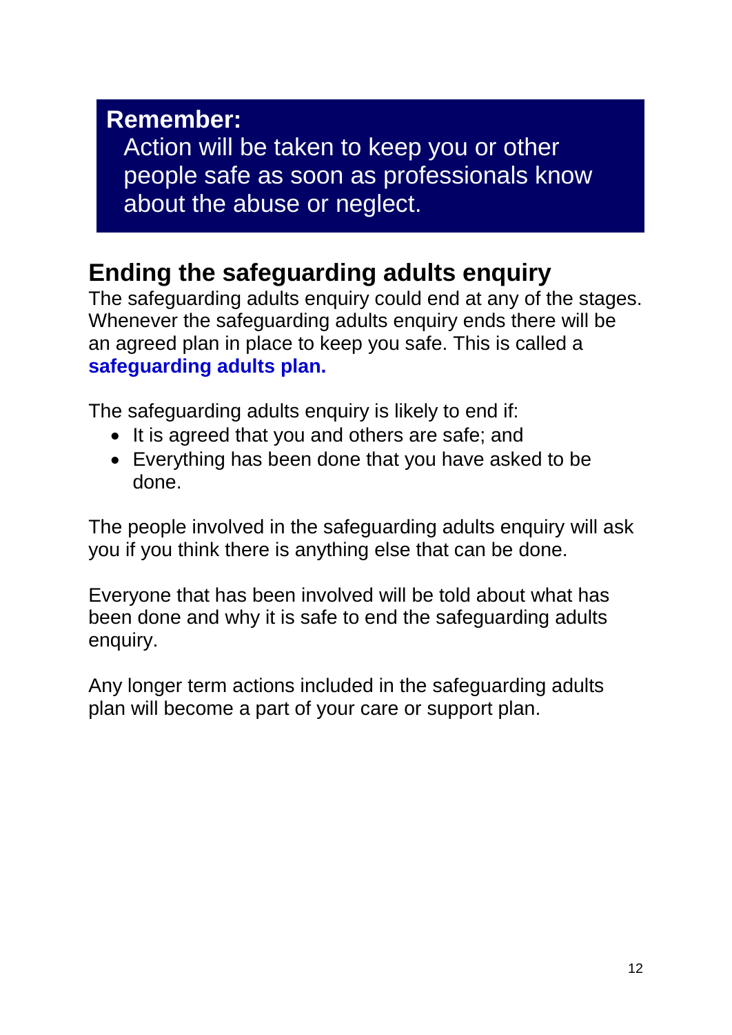**Remember:**

Action will be taken to keep you or other people safe as soon as professionals know about the abuse or neglect.

## Ending the safeguarding adults enquiry

The safeguarding adults enquiry could end at any of the stages. Whenever the safeguarding adults enquiry ends there will be an agreed plan in place to keep you safe. This is called a **safeguarding adults plan.**

The safeguarding adults enquiry is likely to end if:

- It is agreed that you and others are safe; and
- Everything has been done that you have asked to be done.

The people involved in the safeguarding adults enquiry will ask you if you think there is anything else that can be done.

Everyone that has been involved will be told about what has been done and why it is safe to end the safeguarding adults enquiry.

Any longer term actions included in the safeguarding adults plan will become a part of your care or support plan.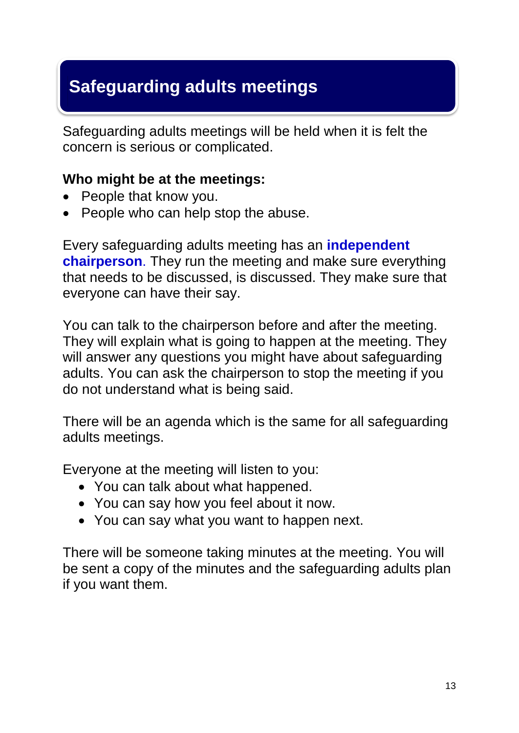# Safeguarding adults meetings

Safeguarding adults meetings will be held when it is felt the concern is serious or complicated.

**Who might be at the meetings:**

- People that know you.
- People who can help stop the abuse.

Every safeguarding adults meeting has an **independent chairperson**. They run the meeting and make sure everything that needs to be discussed, is discussed. They make sure that everyone can have their say.

You can talk to the chairperson before and after the meeting. They will explain what is going to happen at the meeting. They will answer any questions you might have about safeguarding adults. You can ask the chairperson to stop the meeting if you do not understand what is being said.

There will be an agenda which is the same for all safeguarding adults meetings.

Everyone at the meeting will listen to you:

- You can talk about what happened.
- You can say how you feel about it now.
- You can say what you want to happen next.

There will be someone taking minutes at the meeting. You will be sent a copy of the minutes and the safeguarding adults plan if you want them.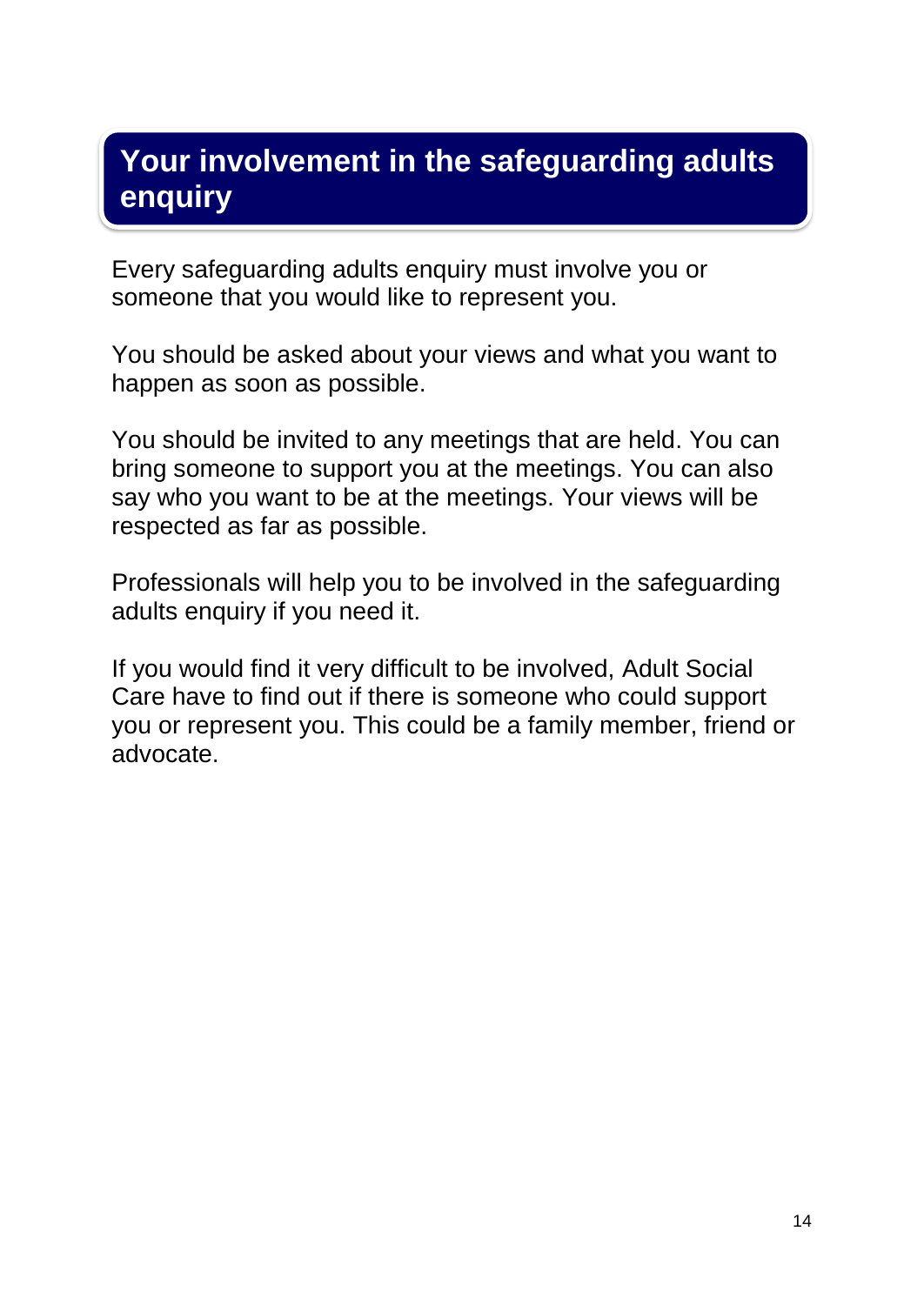# Your involvement in the safeguarding adults enquiry

Every safeguarding adults enquiry must involve you or someone that you would like to represent you.

You should be asked about your views and what you want to happen as soon as possible.

You should be invited to any meetings that are held. You can bring someone to support you at the meetings. You can also say who you want to be at the meetings. Your views will be respected as far as possible.

Professionals will help you to be involved in the safeguarding adults enquiry if you need it.

If you would find it very difficult to be involved, Adult Social Care have to find out if there is someone who could support you or represent you. This could be a family member, friend or advocate.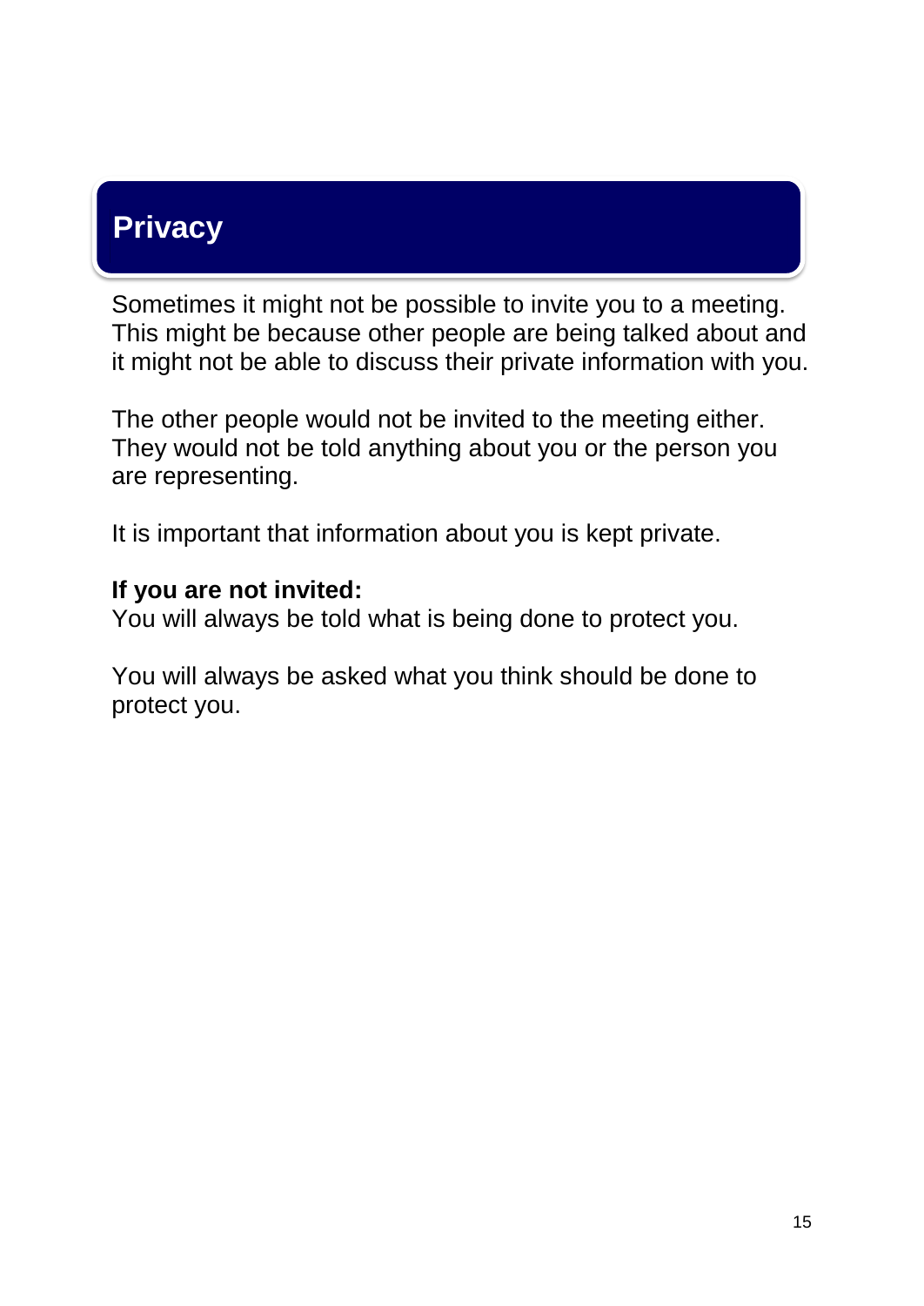## Privacy

Sometimes it might not be possible to invite you to a meeting. This might be because other people are being talked about and it might not be able to discuss their private information with you.

The other people would not be invited to the meeting either. They would not be told anything about you or the person you are representing.

It is important that information about you is kept private.

**If you are not invited:**
You will always be told what is being done to protect you.

You will always be asked what you think should be done to protect you.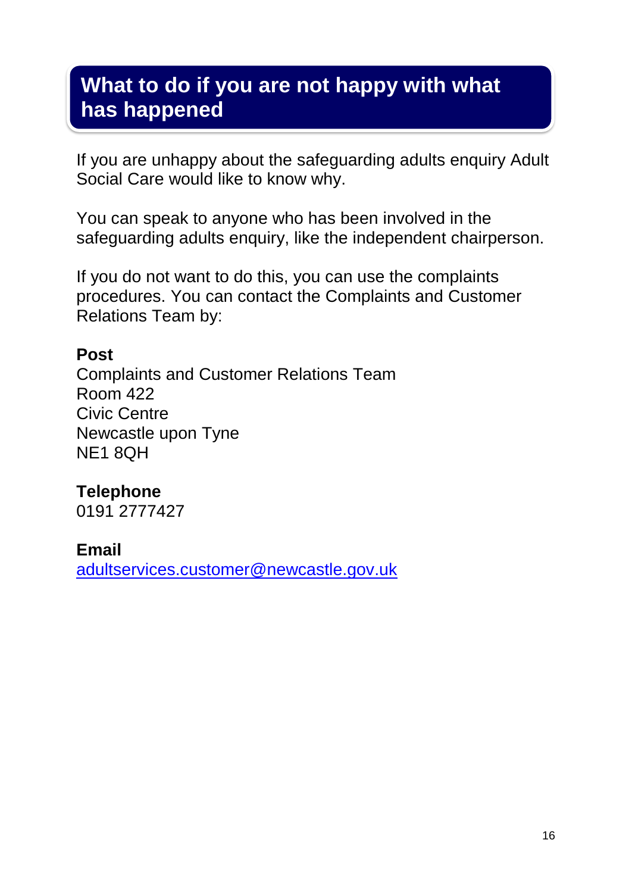## What to do if you are not happy with what has happened

If you are unhappy about the safeguarding adults enquiry Adult Social Care would like to know why.

You can speak to anyone who has been involved in the safeguarding adults enquiry, like the independent chairperson.

If you do not want to do this, you can use the complaints procedures. You can contact the Complaints and Customer Relations Team by:

**Post**
Complaints and Customer Relations Team
Room 422
Civic Centre
Newcastle upon Tyne
NE1 8QH

**Telephone**
0191 2777427

**Email**
adultservices.customer@newcastle.gov.uk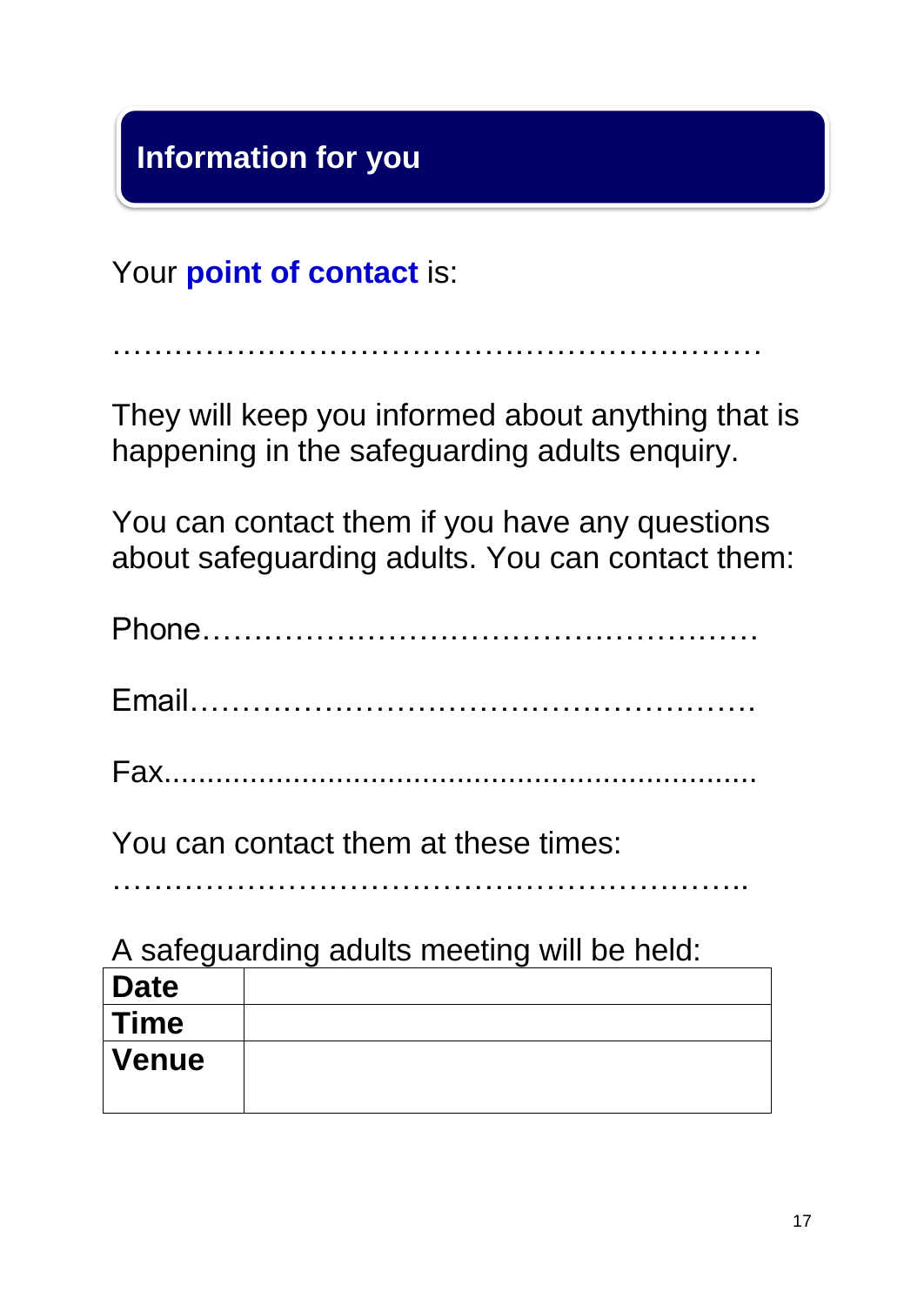## Information for you

Your **point of contact** is:

…………………………………………………………

They will keep you informed about anything that is happening in the safeguarding adults enquiry.

You can contact them if you have any questions about safeguarding adults. You can contact them:

Phone………………………………………………

Email…………………………………………………

Fax..................................................................

You can contact them at these times:

………………………………………………………..

A safeguarding adults meeting will be held:

| **Date** | |
|---|---|
| **Time** | |
| **Venue** | |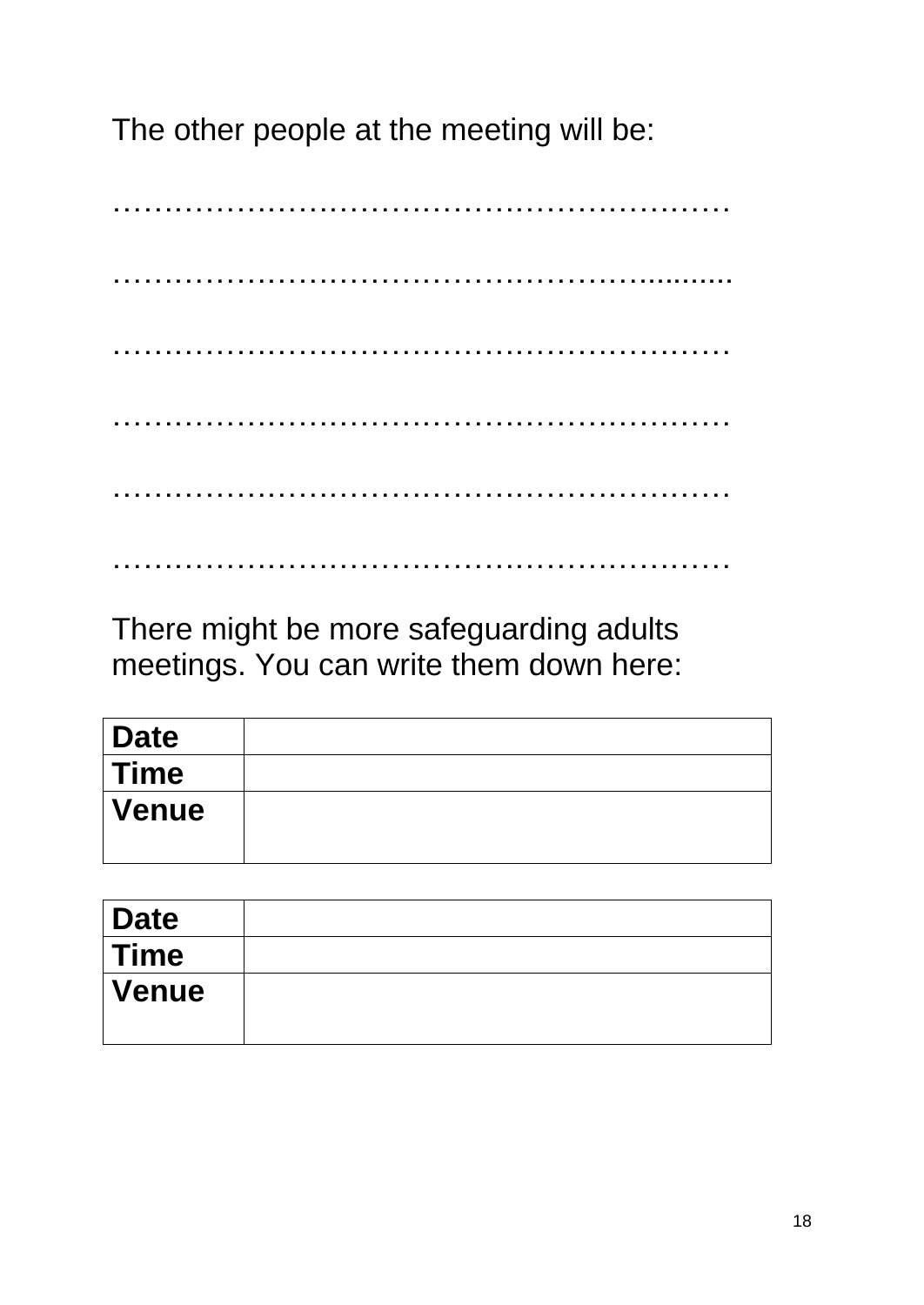The other people at the meeting will be:

……………………………………………………

……………………………………………..........

……………………………………………………

……………………………………………………

……………………………………………………

……………………………………………………

There might be more safeguarding adults meetings. You can write them down here:

| **Date** | |
|---|---|
| **Time** | |
| **Venue** | |

| **Date** | |
|---|---|
| **Time** | |
| **Venue** | |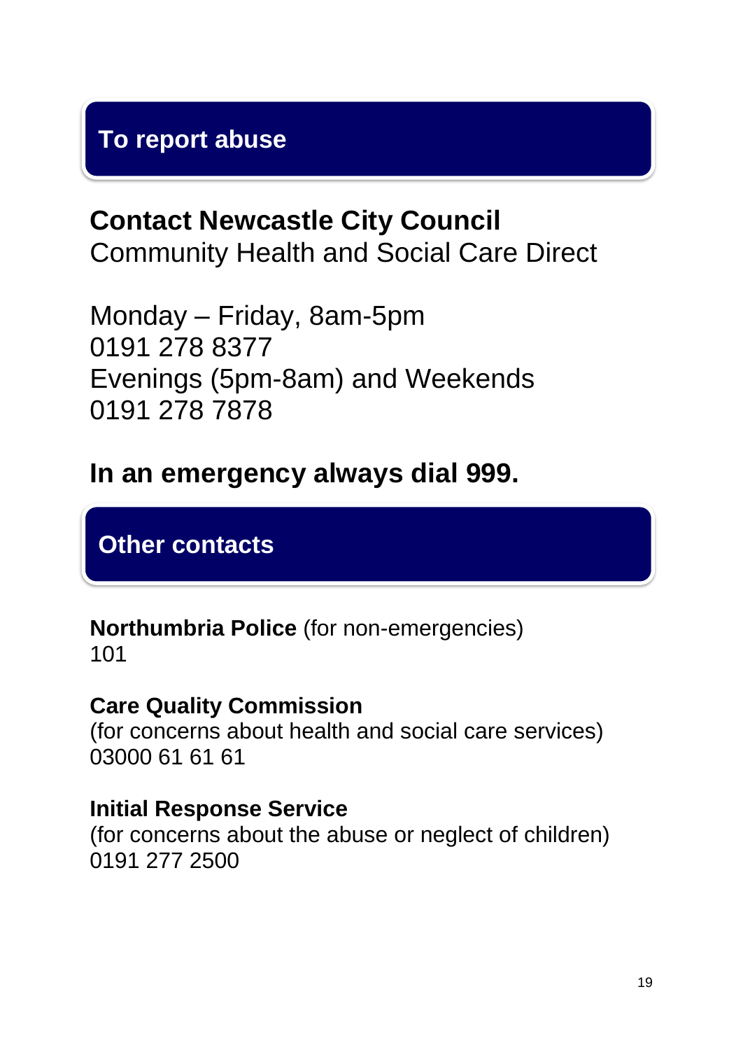## To report abuse

**Contact Newcastle City Council**
Community Health and Social Care Direct

Monday – Friday, 8am-5pm
0191 278 8377
Evenings (5pm-8am) and Weekends
0191 278 7878

**In an emergency always dial 999.**

## Other contacts

**Northumbria Police** (for non-emergencies)
101

**Care Quality Commission**
(for concerns about health and social care services)
03000 61 61 61

**Initial Response Service**
(for concerns about the abuse or neglect of children)
0191 277 2500